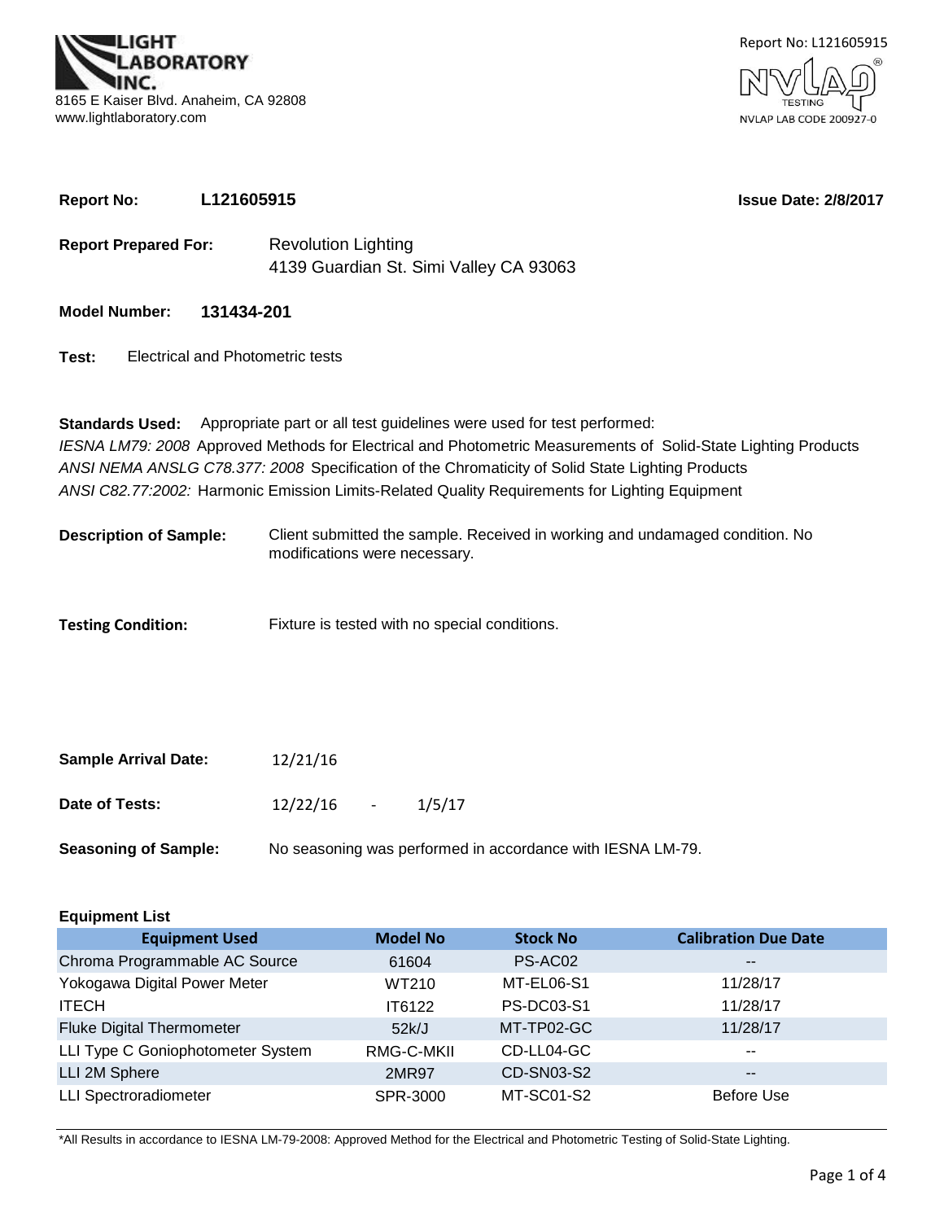LIGHT LABORATORY INC.
8165 E Kaiser Blvd. Anaheim, CA 92808
www.lightlaboratory.com

Report No: L121605915
NVLAP TESTING
NVLAP LAB CODE 200927-0

**Report No:** **L121605915** **Issue Date: 2/8/2017**

**Report Prepared For:** Revolution Lighting
4139 Guardian St. Simi Valley CA 93063

**Model Number:** **131434-201**

**Test:** Electrical and Photometric tests

**Standards Used:** Appropriate part or all test guidelines were used for test performed:
*IESNA LM79: 2008* Approved Methods for Electrical and Photometric Measurements of Solid-State Lighting Products
*ANSI NEMA ANSLG C78.377: 2008* Specification of the Chromaticity of Solid State Lighting Products
*ANSI C82.77:2002:* Harmonic Emission Limits-Related Quality Requirements for Lighting Equipment

**Description of Sample:** Client submitted the sample. Received in working and undamaged condition. No modifications were necessary.

**Testing Condition:** Fixture is tested with no special conditions.

**Sample Arrival Date:** 12/21/16

**Date of Tests:** 12/22/16 - 1/5/17

**Seasoning of Sample:** No seasoning was performed in accordance with IESNA LM-79.

**Equipment List**

| Equipment Used | Model No | Stock No | Calibration Due Date |
|---|---|---|---|
| Chroma Programmable AC Source | 61604 | PS-AC02 | -- |
| Yokogawa Digital Power Meter | WT210 | MT-EL06-S1 | 11/28/17 |
| ITECH | IT6122 | PS-DC03-S1 | 11/28/17 |
| Fluke Digital Thermometer | 52k/J | MT-TP02-GC | 11/28/17 |
| LLI Type C Goniophotometer System | RMG-C-MKII | CD-LL04-GC | -- |
| LLI 2M Sphere | 2MR97 | CD-SN03-S2 | -- |
| LLI Spectroradiometer | SPR-3000 | MT-SC01-S2 | Before Use |

*All Results in accordance to IESNA LM-79-2008: Approved Method for the Electrical and Photometric Testing of Solid-State Lighting.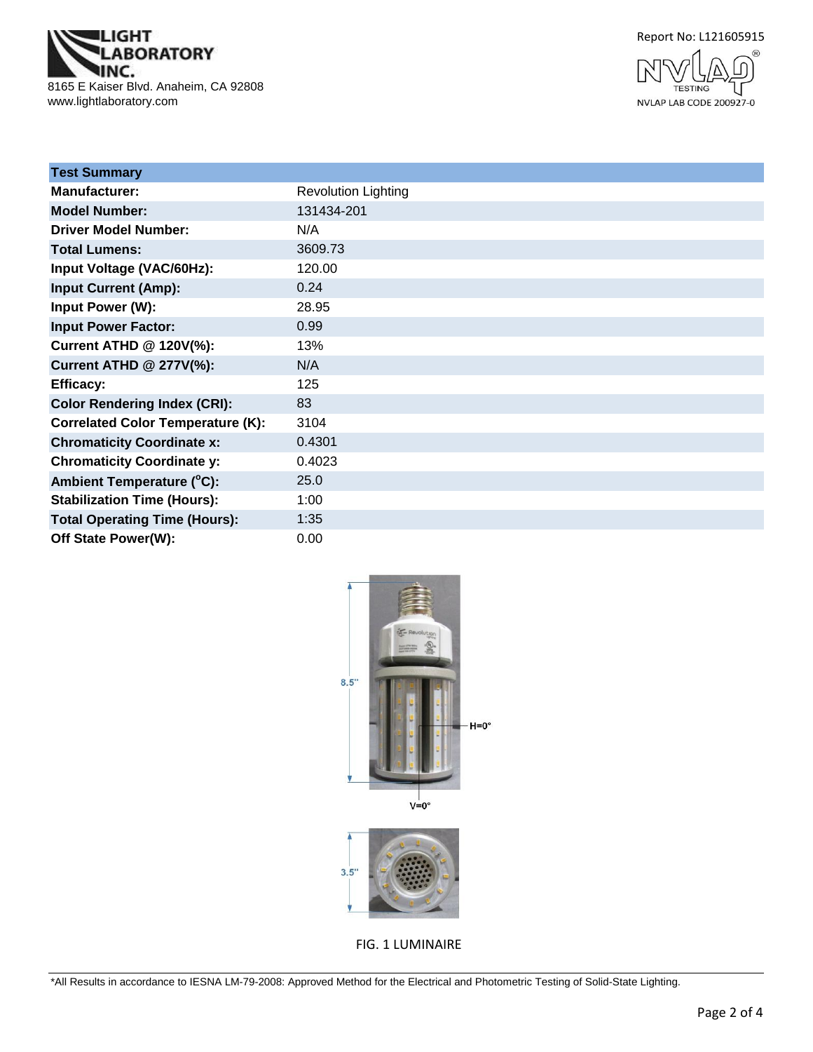Report No: L121605915

LIGHT LABORATORY INC.
8165 E Kaiser Blvd. Anaheim, CA 92808
www.lightlaboratory.com

NVLAP LAB CODE 200927-0

| Test Summary | |
|---|---|
| **Manufacturer:** | Revolution Lighting |
| **Model Number:** | 131434-201 |
| **Driver Model Number:** | N/A |
| **Total Lumens:** | 3609.73 |
| **Input Voltage (VAC/60Hz):** | 120.00 |
| **Input Current (Amp):** | 0.24 |
| **Input Power (W):** | 28.95 |
| **Input Power Factor:** | 0.99 |
| **Current ATHD @ 120V(%):** | 13% |
| **Current ATHD @ 277V(%):** | N/A |
| **Efficacy:** | 125 |
| **Color Rendering Index (CRI):** | 83 |
| **Correlated Color Temperature (K):** | 3104 |
| **Chromaticity Coordinate x:** | 0.4301 |
| **Chromaticity Coordinate y:** | 0.4023 |
| **Ambient Temperature (°C):** | 25.0 |
| **Stabilization Time (Hours):** | 1:00 |
| **Total Operating Time (Hours):** | 1:35 |
| **Off State Power(W):** | 0.00 |

8.5"

H=0°

V=0°

3.5"

FIG. 1 LUMINAIRE

*All Results in accordance to IESNA LM-79-2008: Approved Method for the Electrical and Photometric Testing of Solid-State Lighting.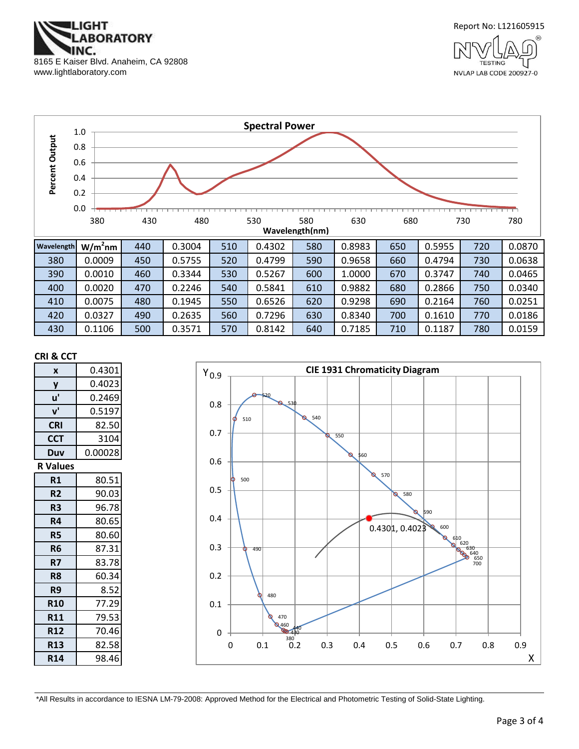# Spectral Power

| Wavelength | W/m²nm | Wavelength | W/m²nm | Wavelength | W/m²nm | Wavelength | W/m²nm | Wavelength | W/m²nm | Wavelength | W/m²nm |
|---|---|---|---|---|---|---|---|---|---|---|---|
| | | 440 | 0.3004 | 510 | 0.4302 | 580 | 0.8983 | 650 | 0.5955 | 720 | 0.0870 |
| 380 | 0.0009 | 450 | 0.5755 | 520 | 0.4799 | 590 | 0.9658 | 660 | 0.4794 | 730 | 0.0638 |
| 390 | 0.0010 | 460 | 0.3344 | 530 | 0.5267 | 600 | 1.0000 | 670 | 0.3747 | 740 | 0.0465 |
| 400 | 0.0020 | 470 | 0.2246 | 540 | 0.5841 | 610 | 0.9882 | 680 | 0.2866 | 750 | 0.0340 |
| 410 | 0.0075 | 480 | 0.1945 | 550 | 0.6526 | 620 | 0.9298 | 690 | 0.2164 | 760 | 0.0251 |
| 420 | 0.0327 | 490 | 0.2635 | 560 | 0.7296 | 630 | 0.8340 | 700 | 0.1610 | 770 | 0.0186 |
| 430 | 0.1106 | 500 | 0.3571 | 570 | 0.8142 | 640 | 0.7185 | 710 | 0.1187 | 780 | 0.0159 |

## CRI & CCT

| | |
|---|---|
| x | 0.4301 |
| y | 0.4023 |
| u' | 0.2469 |
| v' | 0.5197 |
| CRI | 82.50 |
| CCT | 3104 |
| Duv | 0.00028 |

## R Values

| | |
|---|---|
| R1 | 80.51 |
| R2 | 90.03 |
| R3 | 96.78 |
| R4 | 80.65 |
| R5 | 80.60 |
| R6 | 87.31 |
| R7 | 83.78 |
| R8 | 60.34 |
| R9 | 8.52 |
| R10 | 77.29 |
| R11 | 79.53 |
| R12 | 70.46 |
| R13 | 82.58 |
| R14 | 98.46 |

## CIE 1931 Chromaticity Diagram

0.4301, 0.4023

*All Results in accordance to IESNA LM-79-2008: Approved Method for the Electrical and Photometric Testing of Solid-State Lighting.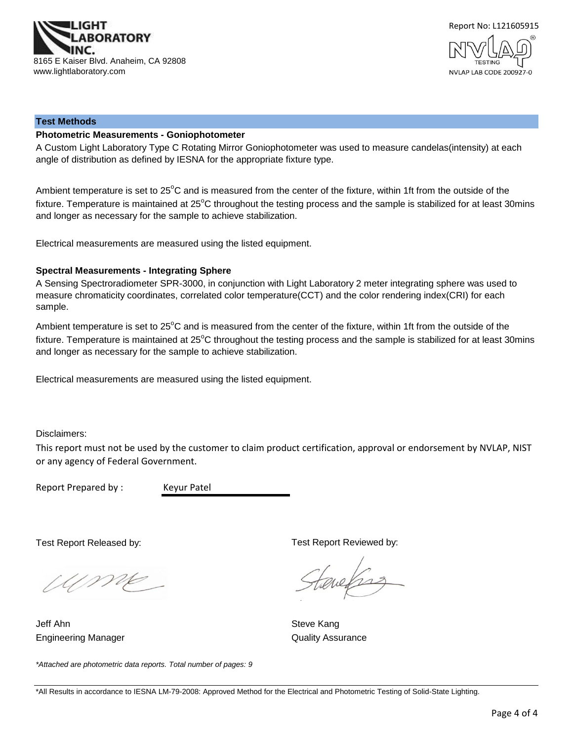Report No: L121605915

## Test Methods

### Photometric Measurements - Goniophotometer

A Custom Light Laboratory Type C Rotating Mirror Goniophotometer was used to measure candelas(intensity) at each angle of distribution as defined by IESNA for the appropriate fixture type.

Ambient temperature is set to 25°C and is measured from the center of the fixture, within 1ft from the outside of the fixture. Temperature is maintained at 25°C throughout the testing process and the sample is stabilized for at least 30mins and longer as necessary for the sample to achieve stabilization.

Electrical measurements are measured using the listed equipment.

### Spectral Measurements - Integrating Sphere

A Sensing Spectroradiometer SPR-3000, in conjunction with Light Laboratory 2 meter integrating sphere was used to measure chromaticity coordinates, correlated color temperature(CCT) and the color rendering index(CRI) for each sample.

Ambient temperature is set to 25°C and is measured from the center of the fixture, within 1ft from the outside of the fixture. Temperature is maintained at 25°C throughout the testing process and the sample is stabilized for at least 30mins and longer as necessary for the sample to achieve stabilization.

Electrical measurements are measured using the listed equipment.

Disclaimers:

This report must not be used by the customer to claim product certification, approval or endorsement by NVLAP, NIST or any agency of Federal Government.

Report Prepared by : Keyur Patel

Test Report Released by:

Jeff Ahn
Engineering Manager

Test Report Reviewed by:

Steve Kang
Quality Assurance

*\*Attached are photometric data reports. Total number of pages: 9*

\*All Results in accordance to IESNA LM-79-2008: Approved Method for the Electrical and Photometric Testing of Solid-State Lighting.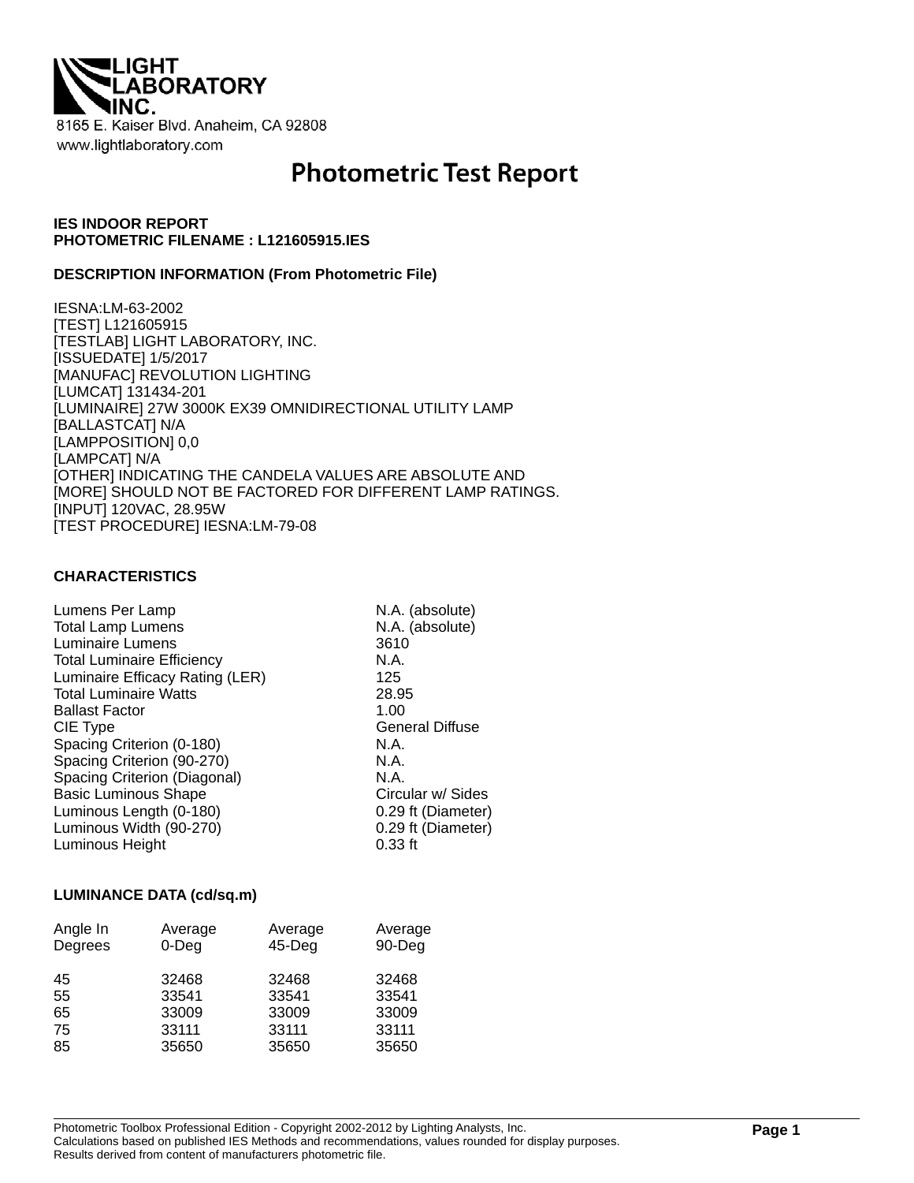LIGHT LABORATORY INC.

8165 E. Kaiser Blvd. Anaheim, CA 92808

www.lightlaboratory.com

# Photometric Test Report

**IES INDOOR REPORT**
**PHOTOMETRIC FILENAME : L121605915.IES**

**DESCRIPTION INFORMATION (From Photometric File)**

IESNA:LM-63-2002
[TEST] L121605915
[TESTLAB] LIGHT LABORATORY, INC.
[ISSUEDATE] 1/5/2017
[MANUFAC] REVOLUTION LIGHTING
[LUMCAT] 131434-201
[LUMINAIRE] 27W 3000K EX39 OMNIDIRECTIONAL UTILITY LAMP
[BALLASTCAT] N/A
[LAMPPOSITION] 0,0
[LAMPCAT] N/A
[OTHER] INDICATING THE CANDELA VALUES ARE ABSOLUTE AND
[MORE] SHOULD NOT BE FACTORED FOR DIFFERENT LAMP RATINGS.
[INPUT] 120VAC, 28.95W
[TEST PROCEDURE] IESNA:LM-79-08

**CHARACTERISTICS**

| | |
|---|---|
| Lumens Per Lamp | N.A. (absolute) |
| Total Lamp Lumens | N.A. (absolute) |
| Luminaire Lumens | 3610 |
| Total Luminaire Efficiency | N.A. |
| Luminaire Efficacy Rating (LER) | 125 |
| Total Luminaire Watts | 28.95 |
| Ballast Factor | 1.00 |
| CIE Type | General Diffuse |
| Spacing Criterion (0-180) | N.A. |
| Spacing Criterion (90-270) | N.A. |
| Spacing Criterion (Diagonal) | N.A. |
| Basic Luminous Shape | Circular w/ Sides |
| Luminous Length (0-180) | 0.29 ft (Diameter) |
| Luminous Width (90-270) | 0.29 ft (Diameter) |
| Luminous Height | 0.33 ft |

**LUMINANCE DATA (cd/sq.m)**

| Angle In Degrees | Average 0-Deg | Average 45-Deg | Average 90-Deg |
|---|---|---|---|
| 45 | 32468 | 32468 | 32468 |
| 55 | 33541 | 33541 | 33541 |
| 65 | 33009 | 33009 | 33009 |
| 75 | 33111 | 33111 | 33111 |
| 85 | 35650 | 35650 | 35650 |

Photometric Toolbox Professional Edition - Copyright 2002-2012 by Lighting Analysts, Inc.
Calculations based on published IES Methods and recommendations, values rounded for display purposes.
Results derived from content of manufacturers photometric file.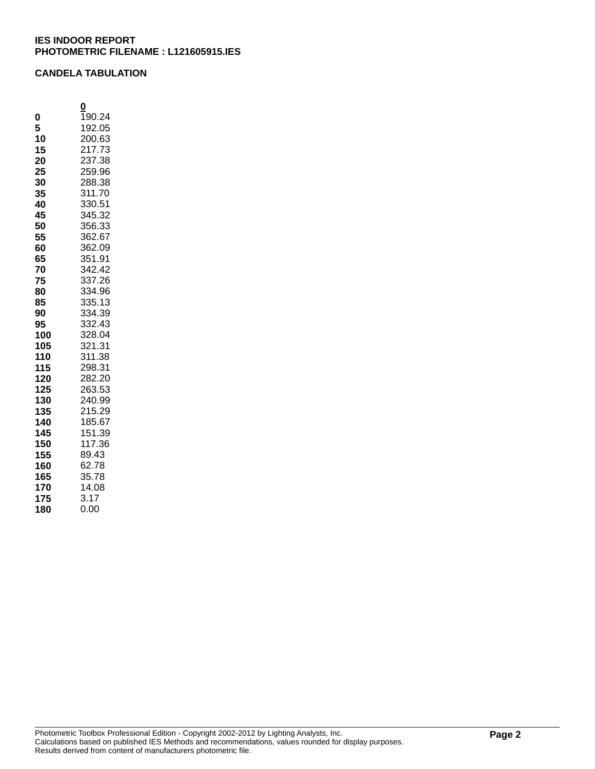**IES INDOOR REPORT**
**PHOTOMETRIC FILENAME : L121605915.IES**

**CANDELA TABULATION**

| | 0 |
|---|---|
| **0** | 190.24 |
| **5** | 192.05 |
| **10** | 200.63 |
| **15** | 217.73 |
| **20** | 237.38 |
| **25** | 259.96 |
| **30** | 288.38 |
| **35** | 311.70 |
| **40** | 330.51 |
| **45** | 345.32 |
| **50** | 356.33 |
| **55** | 362.67 |
| **60** | 362.09 |
| **65** | 351.91 |
| **70** | 342.42 |
| **75** | 337.26 |
| **80** | 334.96 |
| **85** | 335.13 |
| **90** | 334.39 |
| **95** | 332.43 |
| **100** | 328.04 |
| **105** | 321.31 |
| **110** | 311.38 |
| **115** | 298.31 |
| **120** | 282.20 |
| **125** | 263.53 |
| **130** | 240.99 |
| **135** | 215.29 |
| **140** | 185.67 |
| **145** | 151.39 |
| **150** | 117.36 |
| **155** | 89.43 |
| **160** | 62.78 |
| **165** | 35.78 |
| **170** | 14.08 |
| **175** | 3.17 |
| **180** | 0.00 |

Photometric Toolbox Professional Edition - Copyright 2002-2012 by Lighting Analysts, Inc.
Calculations based on published IES Methods and recommendations, values rounded for display purposes.
Results derived from content of manufacturers photometric file.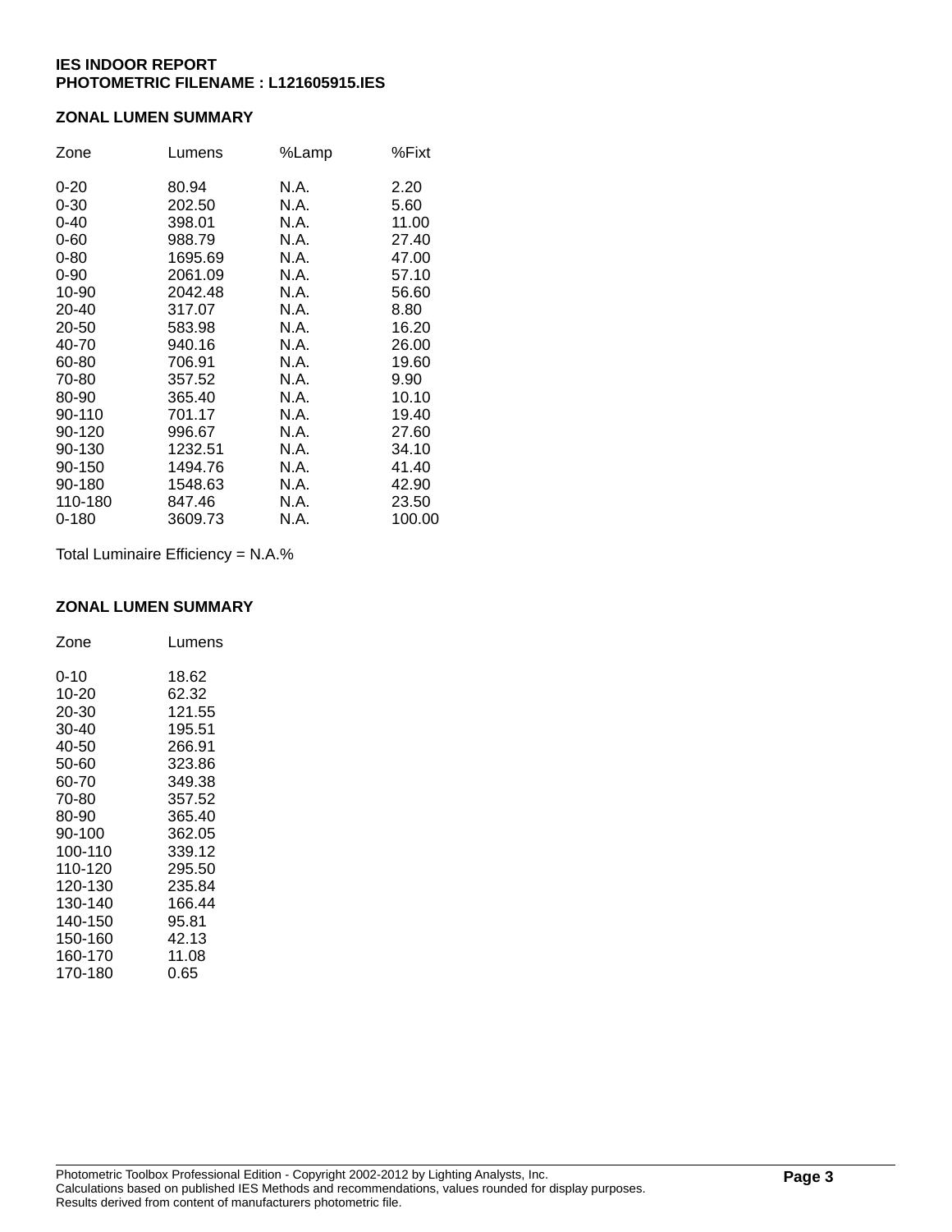**IES INDOOR REPORT**
**PHOTOMETRIC FILENAME : L121605915.IES**

## ZONAL LUMEN SUMMARY

| Zone | Lumens | %Lamp | %Fixt |
|---|---|---|---|
| 0-20 | 80.94 | N.A. | 2.20 |
| 0-30 | 202.50 | N.A. | 5.60 |
| 0-40 | 398.01 | N.A. | 11.00 |
| 0-60 | 988.79 | N.A. | 27.40 |
| 0-80 | 1695.69 | N.A. | 47.00 |
| 0-90 | 2061.09 | N.A. | 57.10 |
| 10-90 | 2042.48 | N.A. | 56.60 |
| 20-40 | 317.07 | N.A. | 8.80 |
| 20-50 | 583.98 | N.A. | 16.20 |
| 40-70 | 940.16 | N.A. | 26.00 |
| 60-80 | 706.91 | N.A. | 19.60 |
| 70-80 | 357.52 | N.A. | 9.90 |
| 80-90 | 365.40 | N.A. | 10.10 |
| 90-110 | 701.17 | N.A. | 19.40 |
| 90-120 | 996.67 | N.A. | 27.60 |
| 90-130 | 1232.51 | N.A. | 34.10 |
| 90-150 | 1494.76 | N.A. | 41.40 |
| 90-180 | 1548.63 | N.A. | 42.90 |
| 110-180 | 847.46 | N.A. | 23.50 |
| 0-180 | 3609.73 | N.A. | 100.00 |

Total Luminaire Efficiency = N.A.%

## ZONAL LUMEN SUMMARY

| Zone | Lumens |
|---|---|
| 0-10 | 18.62 |
| 10-20 | 62.32 |
| 20-30 | 121.55 |
| 30-40 | 195.51 |
| 40-50 | 266.91 |
| 50-60 | 323.86 |
| 60-70 | 349.38 |
| 70-80 | 357.52 |
| 80-90 | 365.40 |
| 90-100 | 362.05 |
| 100-110 | 339.12 |
| 110-120 | 295.50 |
| 120-130 | 235.84 |
| 130-140 | 166.44 |
| 140-150 | 95.81 |
| 150-160 | 42.13 |
| 160-170 | 11.08 |
| 170-180 | 0.65 |

Photometric Toolbox Professional Edition - Copyright 2002-2012 by Lighting Analysts, Inc.
Calculations based on published IES Methods and recommendations, values rounded for display purposes.
Results derived from content of manufacturers photometric file.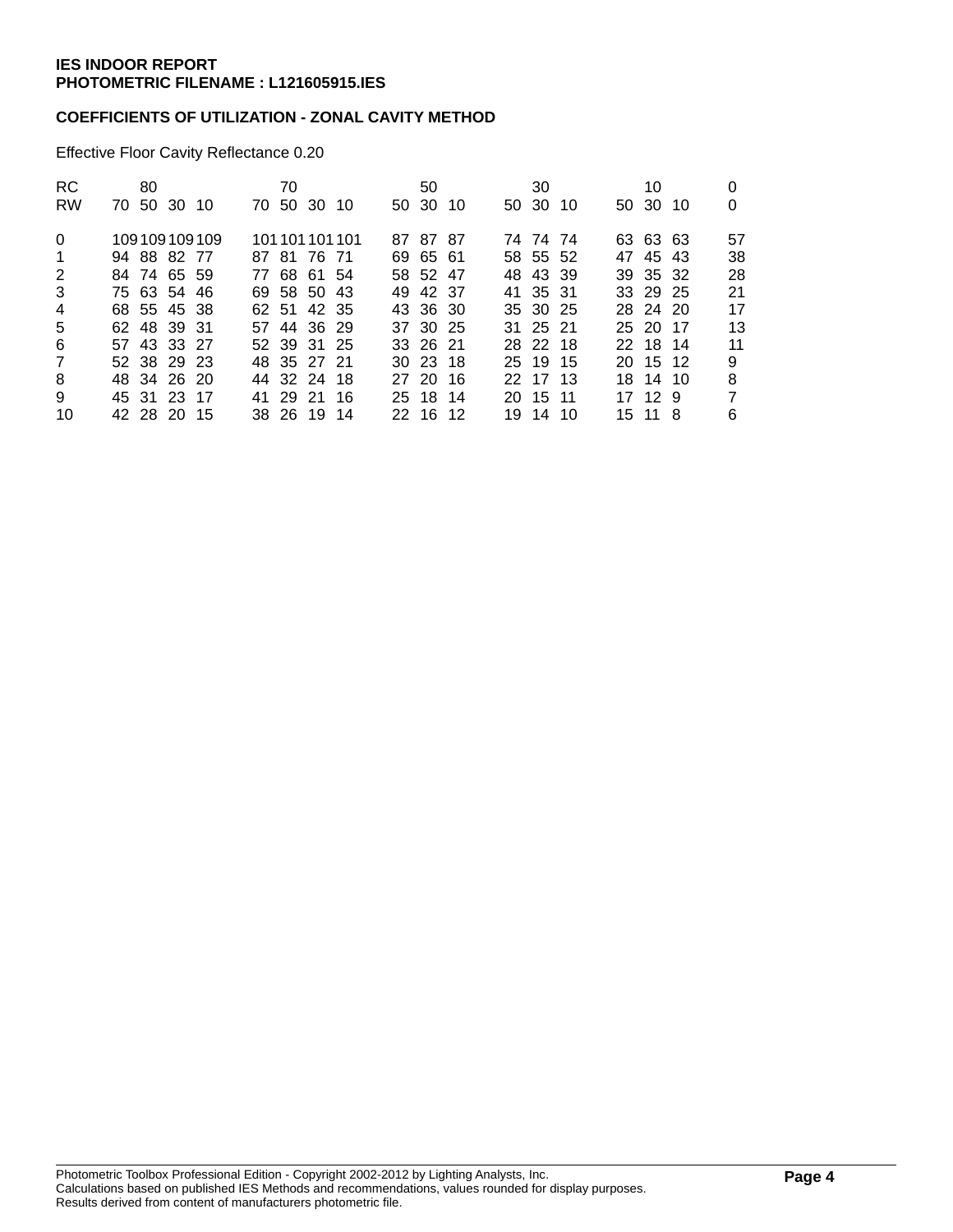**IES INDOOR REPORT**
**PHOTOMETRIC FILENAME : L121605915.IES**

**COEFFICIENTS OF UTILIZATION - ZONAL CAVITY METHOD**

Effective Floor Cavity Reflectance 0.20

| RC | 80 | | | | 70 | | | | 50 | | | 30 | | | 10 | | | 0 |
|---|---|---|---|---|---|---|---|---|---|---|---|---|---|---|---|---|---|---|
| RW | 70 | 50 | 30 | 10 | 70 | 50 | 30 | 10 | 50 | 30 | 10 | 50 | 30 | 10 | 50 | 30 | 10 | 0 |
| 0 | 109 | 109 | 109 | 109 | 101 | 101 | 101 | 101 | 87 | 87 | 87 | 74 | 74 | 74 | 63 | 63 | 63 | 57 |
| 1 | 94 | 88 | 82 | 77 | 87 | 81 | 76 | 71 | 69 | 65 | 61 | 58 | 55 | 52 | 47 | 45 | 43 | 38 |
| 2 | 84 | 74 | 65 | 59 | 77 | 68 | 61 | 54 | 58 | 52 | 47 | 48 | 43 | 39 | 39 | 35 | 32 | 28 |
| 3 | 75 | 63 | 54 | 46 | 69 | 58 | 50 | 43 | 49 | 42 | 37 | 41 | 35 | 31 | 33 | 29 | 25 | 21 |
| 4 | 68 | 55 | 45 | 38 | 62 | 51 | 42 | 35 | 43 | 36 | 30 | 35 | 30 | 25 | 28 | 24 | 20 | 17 |
| 5 | 62 | 48 | 39 | 31 | 57 | 44 | 36 | 29 | 37 | 30 | 25 | 31 | 25 | 21 | 25 | 20 | 17 | 13 |
| 6 | 57 | 43 | 33 | 27 | 52 | 39 | 31 | 25 | 33 | 26 | 21 | 28 | 22 | 18 | 22 | 18 | 14 | 11 |
| 7 | 52 | 38 | 29 | 23 | 48 | 35 | 27 | 21 | 30 | 23 | 18 | 25 | 19 | 15 | 20 | 15 | 12 | 9 |
| 8 | 48 | 34 | 26 | 20 | 44 | 32 | 24 | 18 | 27 | 20 | 16 | 22 | 17 | 13 | 18 | 14 | 10 | 8 |
| 9 | 45 | 31 | 23 | 17 | 41 | 29 | 21 | 16 | 25 | 18 | 14 | 20 | 15 | 11 | 17 | 12 | 9 | 7 |
| 10 | 42 | 28 | 20 | 15 | 38 | 26 | 19 | 14 | 22 | 16 | 12 | 19 | 14 | 10 | 15 | 11 | 8 | 6 |

Photometric Toolbox Professional Edition - Copyright 2002-2012 by Lighting Analysts, Inc.
Calculations based on published IES Methods and recommendations, values rounded for display purposes.
Results derived from content of manufacturers photometric file.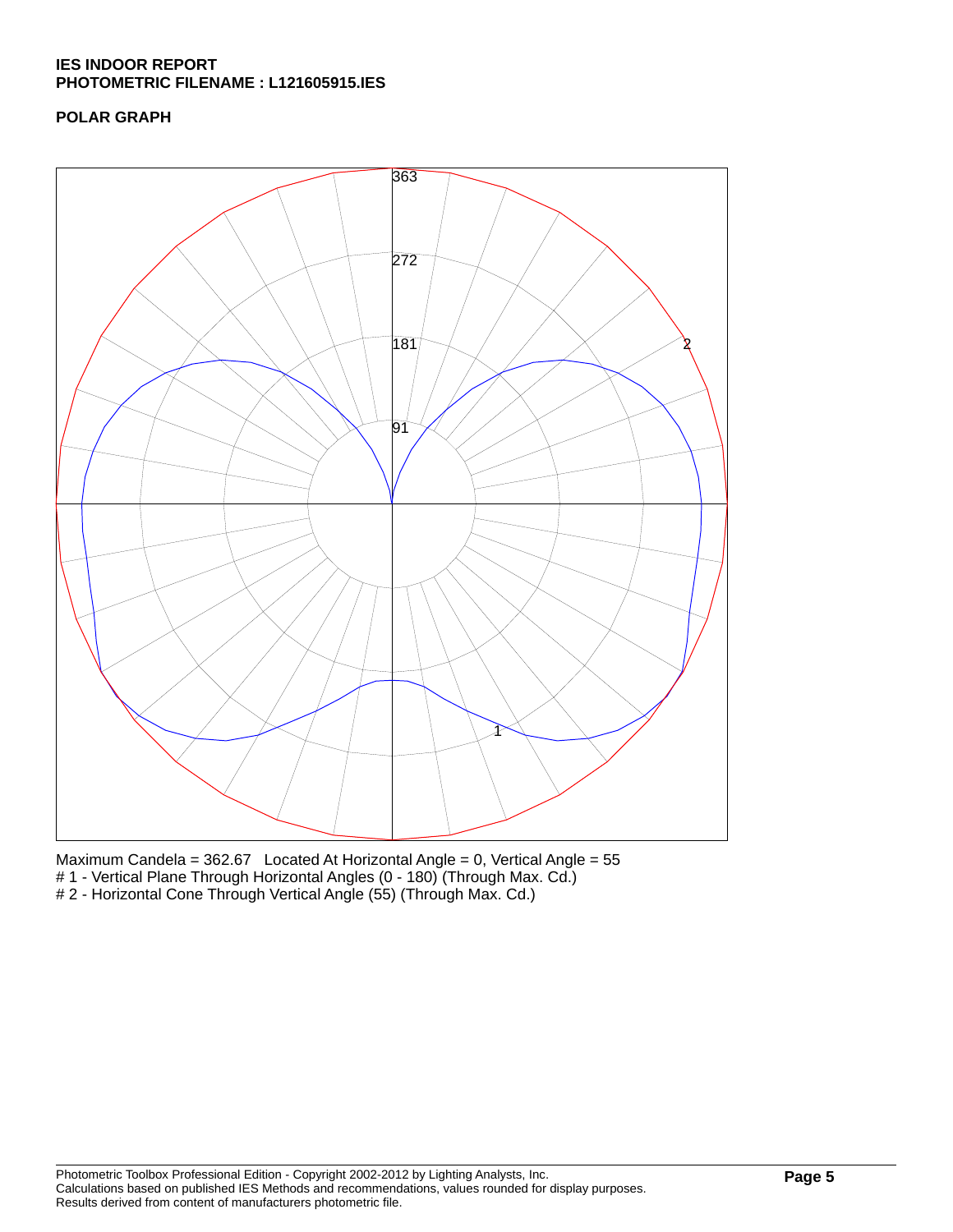**IES INDOOR REPORT**
**PHOTOMETRIC FILENAME : L121605915.IES**

**POLAR GRAPH**

363

272

181

91

2

1

Maximum Candela = 362.67 Located At Horizontal Angle = 0, Vertical Angle = 55

# 1 - Vertical Plane Through Horizontal Angles (0 - 180) (Through Max. Cd.)

# 2 - Horizontal Cone Through Vertical Angle (55) (Through Max. Cd.)

Photometric Toolbox Professional Edition - Copyright 2002-2012 by Lighting Analysts, Inc.
Calculations based on published IES Methods and recommendations, values rounded for display purposes.
Results derived from content of manufacturers photometric file.